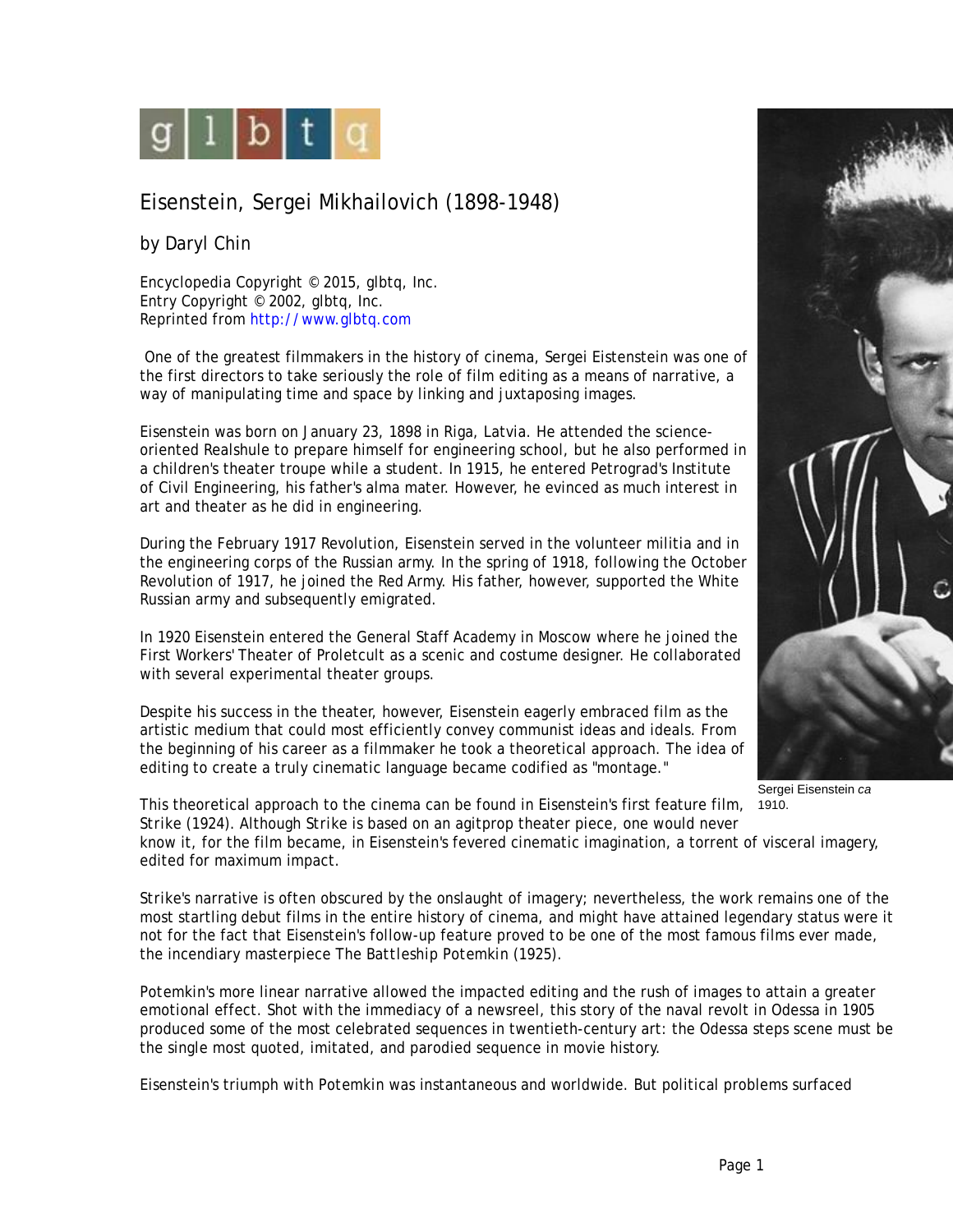# Eisenstein, Sergei Mikhailovich (1898-1948)

by Daryl Chin

Encyclopedia Copyright © 2015, glbtq, Inc.
Entry Copyright © 2002, glbtq, Inc.
Reprinted from http://www.glbtq.com

One of the greatest filmmakers in the history of cinema, Sergei Eistenstein was one of the first directors to take seriously the role of film editing as a means of narrative, a way of manipulating time and space by linking and juxtaposing images.

Eisenstein was born on January 23, 1898 in Riga, Latvia. He attended the science-oriented Realshule to prepare himself for engineering school, but he also performed in a children's theater troupe while a student. In 1915, he entered Petrograd's Institute of Civil Engineering, his father's alma mater. However, he evinced as much interest in art and theater as he did in engineering.

During the February 1917 Revolution, Eisenstein served in the volunteer militia and in the engineering corps of the Russian army. In the spring of 1918, following the October Revolution of 1917, he joined the Red Army. His father, however, supported the White Russian army and subsequently emigrated.

In 1920 Eisenstein entered the General Staff Academy in Moscow where he joined the First Workers' Theater of Proletcult as a scenic and costume designer. He collaborated with several experimental theater groups.

Despite his success in the theater, however, Eisenstein eagerly embraced film as the artistic medium that could most efficiently convey communist ideas and ideals. From the beginning of his career as a filmmaker he took a theoretical approach. The idea of editing to create a truly cinematic language became codified as "montage."

Sergei Eisenstein *ca* 1910.

This theoretical approach to the cinema can be found in Eisenstein's first feature film, Strike (1924). Although Strike is based on an agitprop theater piece, one would never know it, for the film became, in Eisenstein's fevered cinematic imagination, a torrent of visceral imagery, edited for maximum impact.

Strike's narrative is often obscured by the onslaught of imagery; nevertheless, the work remains one of the most startling debut films in the entire history of cinema, and might have attained legendary status were it not for the fact that Eisenstein's follow-up feature proved to be one of the most famous films ever made, the incendiary masterpiece *The Battleship Potemkin* (1925).

Potemkin's more linear narrative allowed the impacted editing and the rush of images to attain a greater emotional effect. Shot with the immediacy of a newsreel, this story of the naval revolt in Odessa in 1905 produced some of the most celebrated sequences in twentieth-century art: the Odessa steps scene must be the single most quoted, imitated, and parodied sequence in movie history.

Eisenstein's triumph with *Potemkin* was instantaneous and worldwide. But political problems surfaced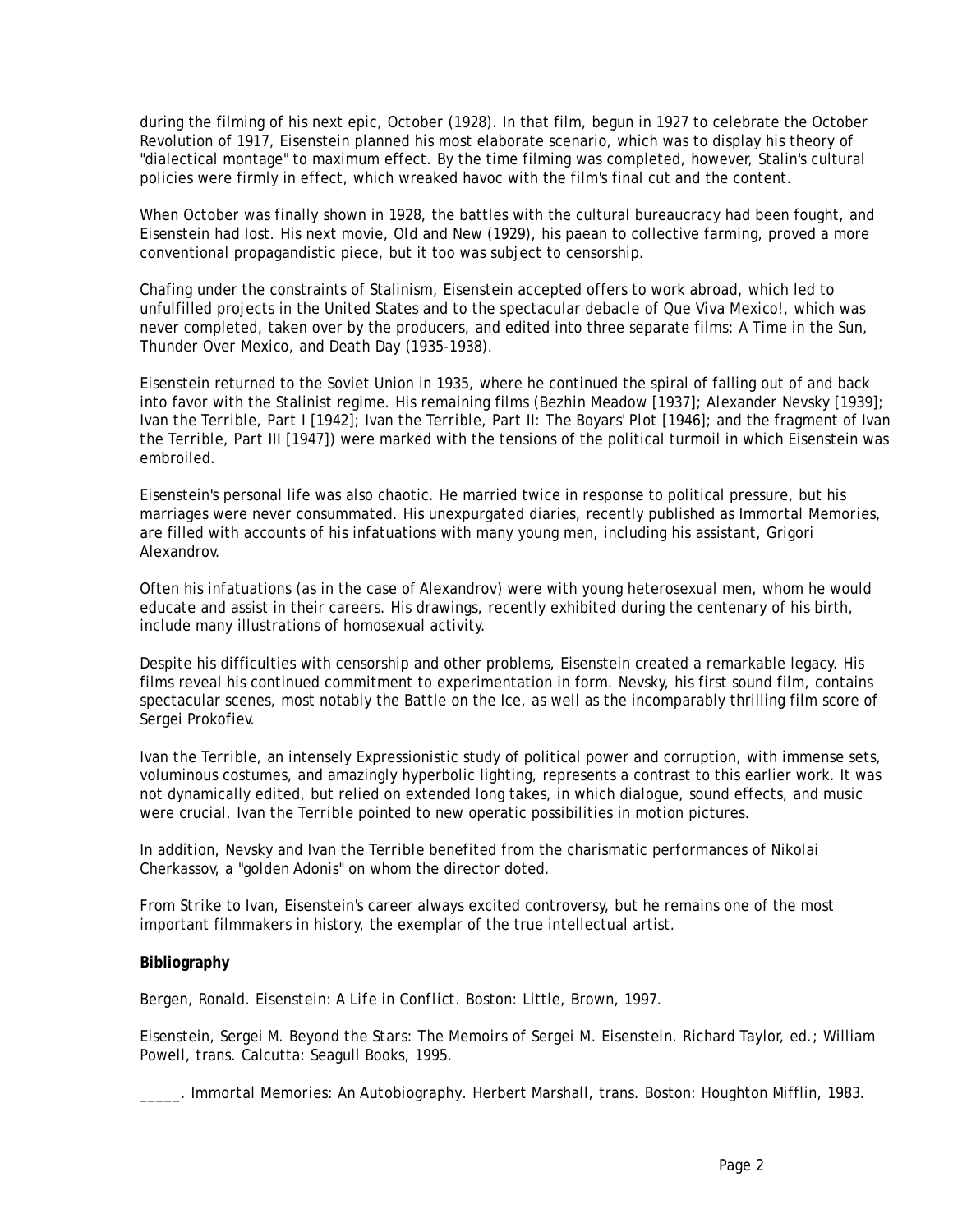during the filming of his next epic, *October* (1928). In that film, begun in 1927 to celebrate the October Revolution of 1917, Eisenstein planned his most elaborate scenario, which was to display his theory of "dialectical montage" to maximum effect. By the time filming was completed, however, Stalin's cultural policies were firmly in effect, which wreaked havoc with the film's final cut and the content.

When *October* was finally shown in 1928, the battles with the cultural bureaucracy had been fought, and Eisenstein had lost. His next movie, *Old and New* (1929), his paean to collective farming, proved a more conventional propagandistic piece, but it too was subject to censorship.

Chafing under the constraints of Stalinism, Eisenstein accepted offers to work abroad, which led to unfulfilled projects in the United States and to the spectacular debacle of *Que Viva Mexico!*, which was never completed, taken over by the producers, and edited into three separate films: *A Time in the Sun*, *Thunder Over Mexico*, and *Death Day* (1935-1938).

Eisenstein returned to the Soviet Union in 1935, where he continued the spiral of falling out of and back into favor with the Stalinist regime. His remaining films (*Bezhin Meadow* [1937]; *Alexander Nevsky* [1939]; *Ivan the Terrible, Part I* [1942]; *Ivan the Terrible, Part II: The Boyars' Plot* [1946]; and the fragment of *Ivan the Terrible, Part III* [1947]) were marked with the tensions of the political turmoil in which Eisenstein was embroiled.

Eisenstein's personal life was also chaotic. He married twice in response to political pressure, but his marriages were never consummated. His unexpurgated diaries, recently published as *Immortal Memories*, are filled with accounts of his infatuations with many young men, including his assistant, Grigori Alexandrov.

Often his infatuations (as in the case of Alexandrov) were with young heterosexual men, whom he would educate and assist in their careers. His drawings, recently exhibited during the centenary of his birth, include many illustrations of homosexual activity.

Despite his difficulties with censorship and other problems, Eisenstein created a remarkable legacy. His films reveal his continued commitment to experimentation in form. *Nevsky*, his first sound film, contains spectacular scenes, most notably the Battle on the Ice, as well as the incomparably thrilling film score of Sergei Prokofiev.

*Ivan the Terrible*, an intensely Expressionistic study of political power and corruption, with immense sets, voluminous costumes, and amazingly hyperbolic lighting, represents a contrast to this earlier work. It was not dynamically edited, but relied on extended long takes, in which dialogue, sound effects, and music were crucial. *Ivan the Terrible* pointed to new operatic possibilities in motion pictures.

In addition, *Nevsky* and *Ivan the Terrible* benefited from the charismatic performances of Nikolai Cherkassov, a "golden Adonis" on whom the director doted.

From *Strike* to *Ivan*, Eisenstein's career always excited controversy, but he remains one of the most important filmmakers in history, the exemplar of the true intellectual artist.

**Bibliography**

Bergen, Ronald. *Eisenstein: A Life in Conflict*. Boston: Little, Brown, 1997.

Eisenstein, Sergei M. *Beyond the Stars: The Memoirs of Sergei M. Eisenstein*. Richard Taylor, ed.; William Powell, trans. Calcutta: Seagull Books, 1995.

_____. *Immortal Memories: An Autobiography*. Herbert Marshall, trans. Boston: Houghton Mifflin, 1983.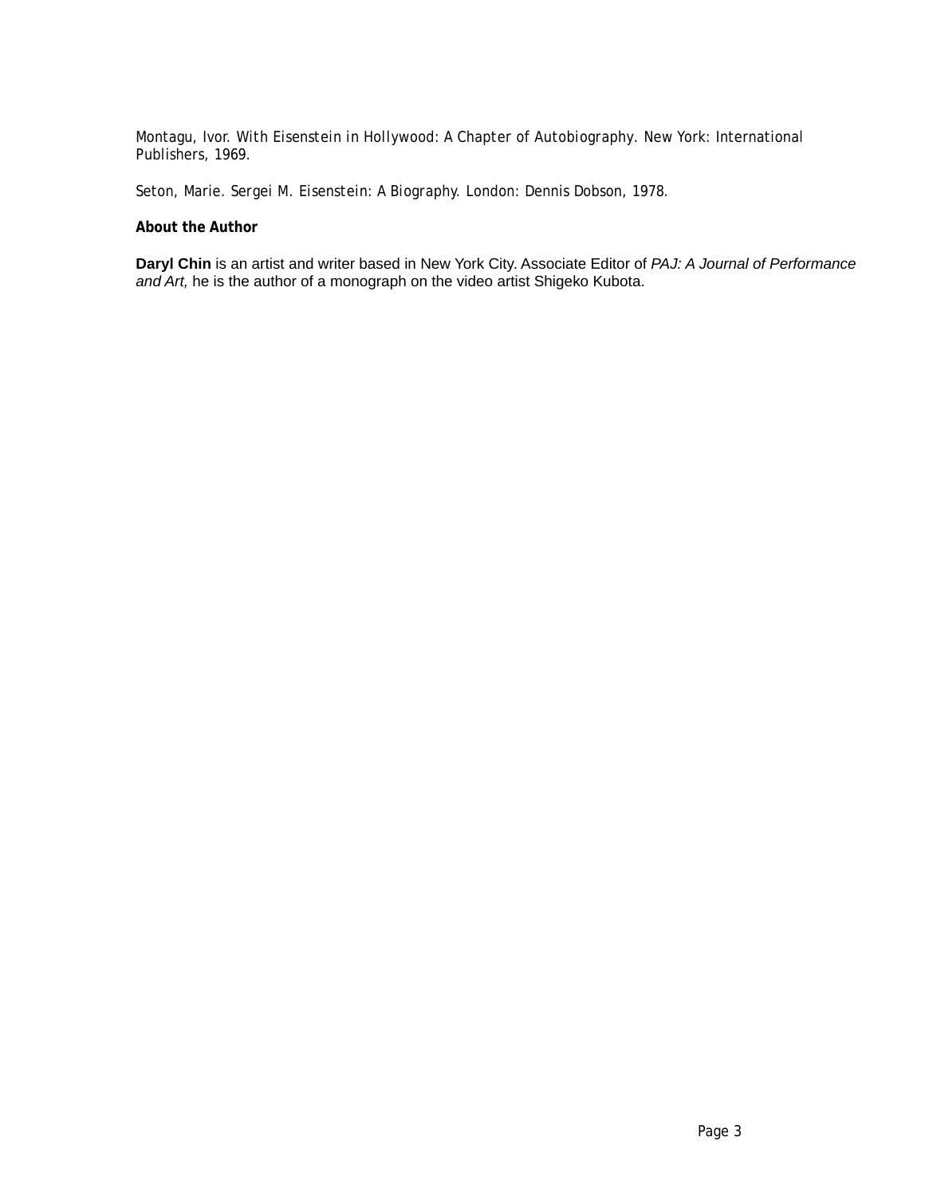Montagu, Ivor. *With Eisenstein in Hollywood: A Chapter of Autobiography*. New York: International Publishers, 1969.

Seton, Marie. *Sergei M. Eisenstein: A Biography*. London: Dennis Dobson, 1978.

**About the Author**

**Daryl Chin** is an artist and writer based in New York City. Associate Editor of *PAJ: A Journal of Performance and Art,* he is the author of a monograph on the video artist Shigeko Kubota.